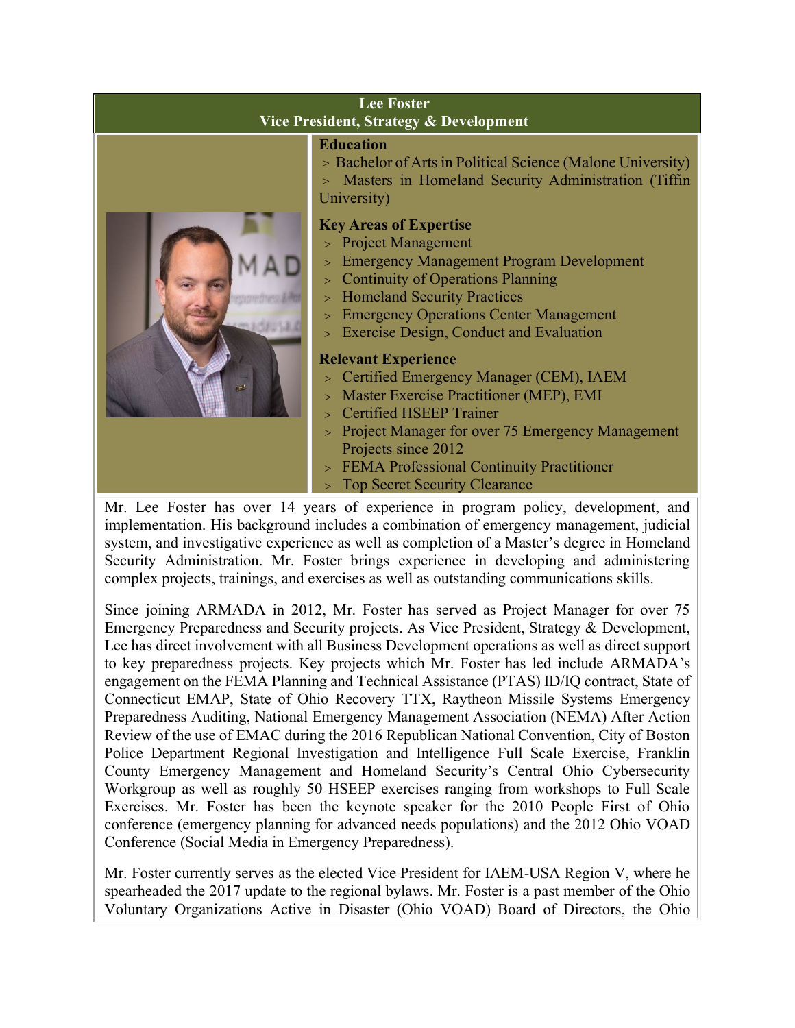## Lee Foster
### Vice President, Strategy & Development

**Education**

- Bachelor of Arts in Political Science (Malone University)
- Masters in Homeland Security Administration (Tiffin University)

**Key Areas of Expertise**

- Project Management
- Emergency Management Program Development
- Continuity of Operations Planning
- Homeland Security Practices
- Emergency Operations Center Management
- Exercise Design, Conduct and Evaluation

**Relevant Experience**

- Certified Emergency Manager (CEM), IAEM
- Master Exercise Practitioner (MEP), EMI
- Certified HSEEP Trainer
- Project Manager for over 75 Emergency Management Projects since 2012
- FEMA Professional Continuity Practitioner
- Top Secret Security Clearance

Mr. Lee Foster has over 14 years of experience in program policy, development, and implementation. His background includes a combination of emergency management, judicial system, and investigative experience as well as completion of a Master's degree in Homeland Security Administration. Mr. Foster brings experience in developing and administering complex projects, trainings, and exercises as well as outstanding communications skills.

Since joining ARMADA in 2012, Mr. Foster has served as Project Manager for over 75 Emergency Preparedness and Security projects. As Vice President, Strategy & Development, Lee has direct involvement with all Business Development operations as well as direct support to key preparedness projects. Key projects which Mr. Foster has led include ARMADA's engagement on the FEMA Planning and Technical Assistance (PTAS) ID/IQ contract, State of Connecticut EMAP, State of Ohio Recovery TTX, Raytheon Missile Systems Emergency Preparedness Auditing, National Emergency Management Association (NEMA) After Action Review of the use of EMAC during the 2016 Republican National Convention, City of Boston Police Department Regional Investigation and Intelligence Full Scale Exercise, Franklin County Emergency Management and Homeland Security's Central Ohio Cybersecurity Workgroup as well as roughly 50 HSEEP exercises ranging from workshops to Full Scale Exercises. Mr. Foster has been the keynote speaker for the 2010 People First of Ohio conference (emergency planning for advanced needs populations) and the 2012 Ohio VOAD Conference (Social Media in Emergency Preparedness).

Mr. Foster currently serves as the elected Vice President for IAEM-USA Region V, where he spearheaded the 2017 update to the regional bylaws. Mr. Foster is a past member of the Ohio Voluntary Organizations Active in Disaster (Ohio VOAD) Board of Directors, the Ohio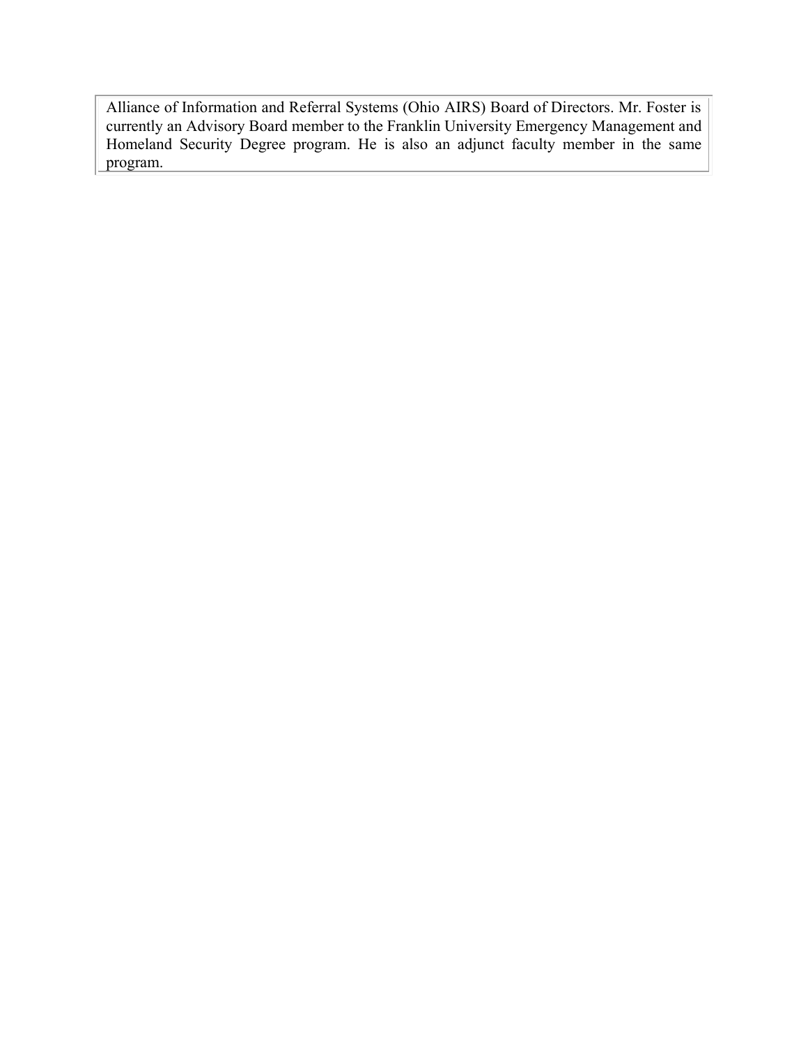Alliance of Information and Referral Systems (Ohio AIRS) Board of Directors. Mr. Foster is currently an Advisory Board member to the Franklin University Emergency Management and Homeland Security Degree program. He is also an adjunct faculty member in the same program.